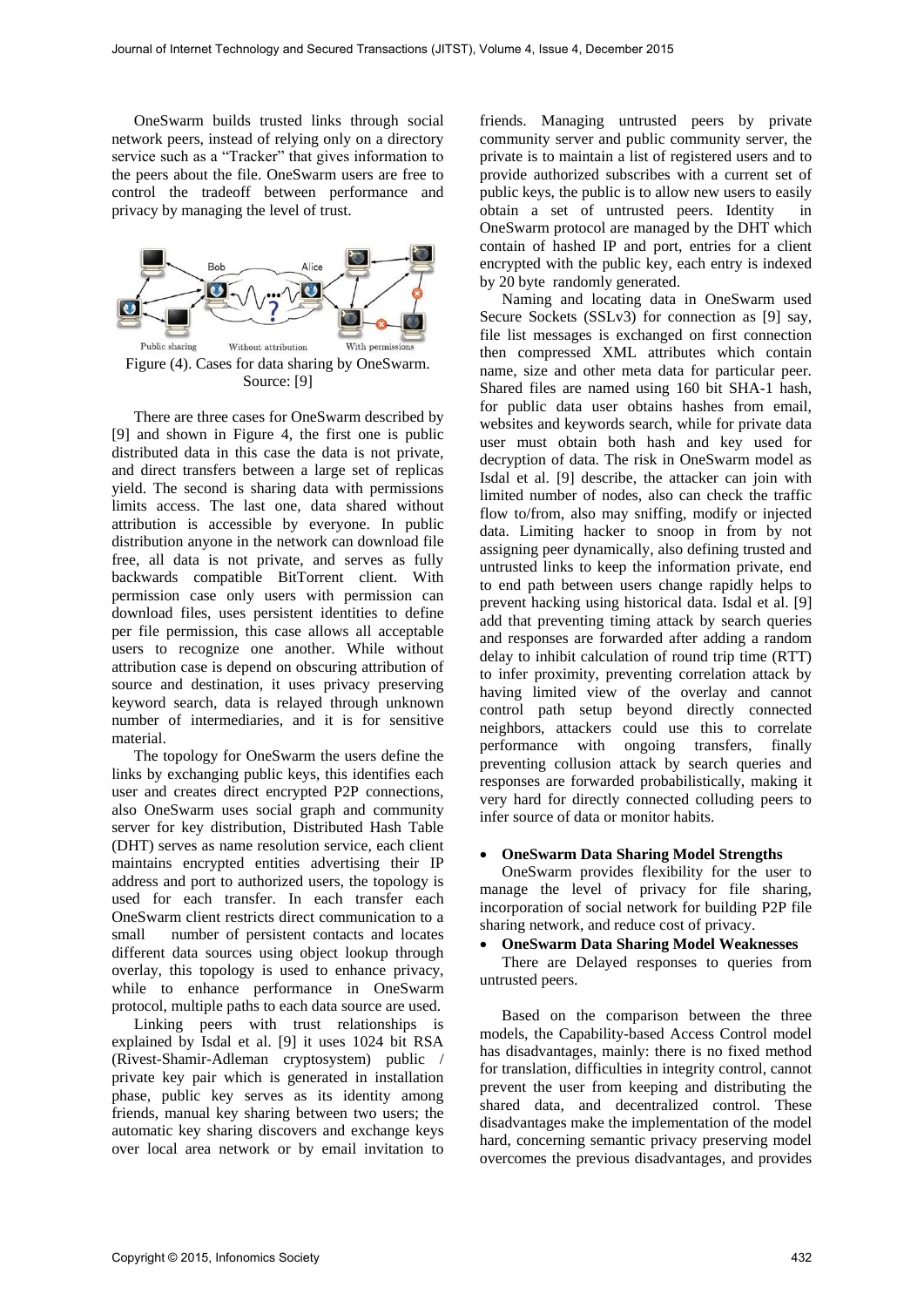OneSwarm builds trusted links through social network peers, instead of relying only on a directory service such as a "Tracker" that gives information to the peers about the file. OneSwarm users are free to control the tradeoff between performance and privacy by managing the level of trust.

Figure (4). Cases for data sharing by OneSwarm. Source: [9]

There are three cases for OneSwarm described by [9] and shown in Figure 4, the first one is public distributed data in this case the data is not private, and direct transfers between a large set of replicas yield. The second is sharing data with permissions limits access. The last one, data shared without attribution is accessible by everyone. In public distribution anyone in the network can download file free, all data is not private, and serves as fully backwards compatible BitTorrent client. With permission case only users with permission can download files, uses persistent identities to define per file permission, this case allows all acceptable users to recognize one another. While without attribution case is depend on obscuring attribution of source and destination, it uses privacy preserving keyword search, data is relayed through unknown number of intermediaries, and it is for sensitive material.

The topology for OneSwarm the users define the links by exchanging public keys, this identifies each user and creates direct encrypted P2P connections, also OneSwarm uses social graph and community server for key distribution, Distributed Hash Table (DHT) serves as name resolution service, each client maintains encrypted entities advertising their IP address and port to authorized users, the topology is used for each transfer. In each transfer each OneSwarm client restricts direct communication to a small number of persistent contacts and locates different data sources using object lookup through overlay, this topology is used to enhance privacy, while to enhance performance in OneSwarm protocol, multiple paths to each data source are used.

Linking peers with trust relationships is explained by Isdal et al. [9] it uses 1024 bit RSA (Rivest-Shamir-Adleman cryptosystem) public / private key pair which is generated in installation phase, public key serves as its identity among friends, manual key sharing between two users; the automatic key sharing discovers and exchange keys over local area network or by email invitation to friends. Managing untrusted peers by private community server and public community server, the private is to maintain a list of registered users and to provide authorized subscribes with a current set of public keys, the public is to allow new users to easily obtain a set of untrusted peers. Identity in OneSwarm protocol are managed by the DHT which contain of hashed IP and port, entries for a client encrypted with the public key, each entry is indexed by 20 byte randomly generated.

Naming and locating data in OneSwarm used Secure Sockets (SSLv3) for connection as [9] say, file list messages is exchanged on first connection then compressed XML attributes which contain name, size and other meta data for particular peer. Shared files are named using 160 bit SHA-1 hash, for public data user obtains hashes from email, websites and keywords search, while for private data user must obtain both hash and key used for decryption of data. The risk in OneSwarm model as Isdal et al. [9] describe, the attacker can join with limited number of nodes, also can check the traffic flow to/from, also may sniffing, modify or injected data. Limiting hacker to snoop in from by not assigning peer dynamically, also defining trusted and untrusted links to keep the information private, end to end path between users change rapidly helps to prevent hacking using historical data. Isdal et al. [9] add that preventing timing attack by search queries and responses are forwarded after adding a random delay to inhibit calculation of round trip time (RTT) to infer proximity, preventing correlation attack by having limited view of the overlay and cannot control path setup beyond directly connected neighbors, attackers could use this to correlate performance with ongoing transfers, finally preventing collusion attack by search queries and responses are forwarded probabilistically, making it very hard for directly connected colluding peers to infer source of data or monitor habits.

- **OneSwarm Data Sharing Model Strengths**

OneSwarm provides flexibility for the user to manage the level of privacy for file sharing, incorporation of social network for building P2P file sharing network, and reduce cost of privacy.

- **OneSwarm Data Sharing Model Weaknesses**

There are Delayed responses to queries from untrusted peers.

Based on the comparison between the three models, the Capability-based Access Control model has disadvantages, mainly: there is no fixed method for translation, difficulties in integrity control, cannot prevent the user from keeping and distributing the shared data, and decentralized control. These disadvantages make the implementation of the model hard, concerning semantic privacy preserving model overcomes the previous disadvantages, and provides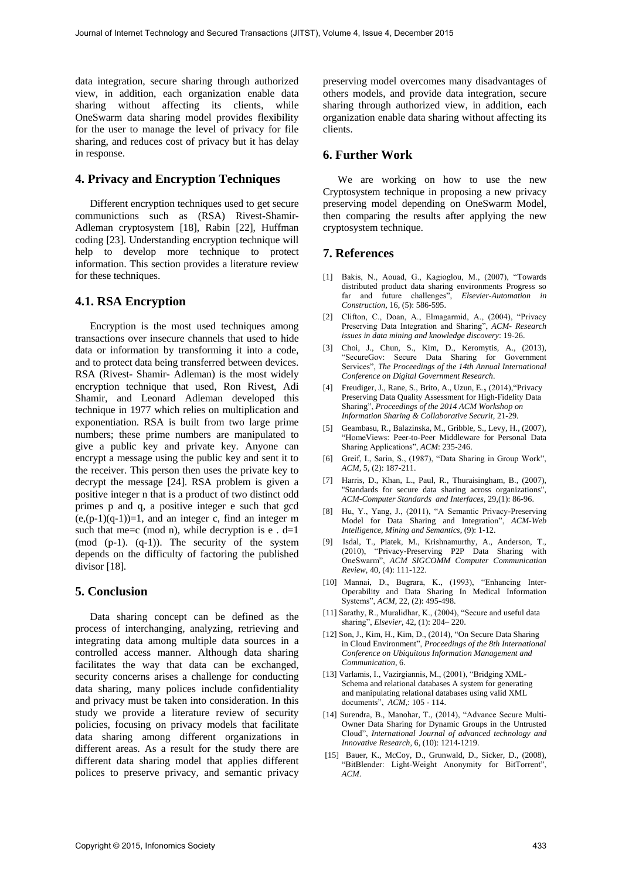data integration, secure sharing through authorized view, in addition, each organization enable data sharing without affecting its clients, while OneSwarm data sharing model provides flexibility for the user to manage the level of privacy for file sharing, and reduces cost of privacy but it has delay in response.

## 4. Privacy and Encryption Techniques

Different encryption techniques used to get secure communictions such as (RSA) Rivest-Shamir-Adleman cryptosystem [18], Rabin [22], Huffman coding [23]. Understanding encryption technique will help to develop more technique to protect information. This section provides a literature review for these techniques.

### 4.1. RSA Encryption

Encryption is the most used techniques among transactions over insecure channels that used to hide data or information by transforming it into a code, and to protect data being transferred between devices. RSA (Rivest- Shamir- Adleman) is the most widely encryption technique that used, Ron Rivest, Adi Shamir, and Leonard Adleman developed this technique in 1977 which relies on multiplication and exponentiation. RSA is built from two large prime numbers; these prime numbers are manipulated to give a public key and private key. Anyone can encrypt a message using the public key and sent it to the receiver. This person then uses the private key to decrypt the message [24]. RSA problem is given a positive integer n that is a product of two distinct odd primes p and q, a positive integer e such that $\gcd(e,(p-1)(q-1))=1$, and an integer c, find an integer m such that $m^e=c \pmod n$, while decryption is $e \cdot d=1 \pmod{(p-1).(q-1)}$. The security of the system depends on the difficulty of factoring the published divisor [18].

## 5. Conclusion

Data sharing concept can be defined as the process of interchanging, analyzing, retrieving and integrating data among multiple data sources in a controlled access manner. Although data sharing facilitates the way that data can be exchanged, security concerns arises a challenge for conducting data sharing, many polices include confidentiality and privacy must be taken into consideration. In this study we provide a literature review of security policies, focusing on privacy models that facilitate data sharing among different organizations in different areas. As a result for the study there are different data sharing model that applies different polices to preserve privacy, and semantic privacy preserving model overcomes many disadvantages of others models, and provide data integration, secure sharing through authorized view, in addition, each organization enable data sharing without affecting its clients.

## 6. Further Work

We are working on how to use the new Cryptosystem technique in proposing a new privacy preserving model depending on OneSwarm Model, then comparing the results after applying the new cryptosystem technique.

## 7. References

[1] Bakis, N., Aouad, G., Kagioglou, M., (2007), "Towards distributed product data sharing environments Progress so far and future challenges", *Elsevier-Automation in Construction*, 16, (5): 586-595.

[2] Clifton, C., Doan, A., Elmagarmid, A., (2004), "Privacy Preserving Data Integration and Sharing", *ACM- Research issues in data mining and knowledge discovery*: 19-26.

[3] Choi, J., Chun, S., Kim, D., Keromytis, A., (2013), "SecureGov: Secure Data Sharing for Government Services", *The Proceedings of the 14th Annual International Conference on Digital Government Research*.

[4] Freudiger, J., Rane, S., Brito, A., Uzun, E., (2014),"Privacy Preserving Data Quality Assessment for High-Fidelity Data Sharing", *Proceedings of the 2014 ACM Workshop on Information Sharing & Collaborative Securit*, 21-29.

[5] Geambasu, R., Balazinska, M., Gribble, S., Levy, H., (2007), "HomeViews: Peer-to-Peer Middleware for Personal Data Sharing Applications", *ACM*: 235-246.

[6] Greif, I., Sarin, S., (1987), "Data Sharing in Group Work", *ACM*, 5, (2): 187-211.

[7] Harris, D., Khan, L., Paul, R., Thuraisingham, B., (2007), "Standards for secure data sharing across organizations", *ACM-Computer Standards and Interfaces*, 29,(1): 86-96.

[8] Hu, Y., Yang, J., (2011), "A Semantic Privacy-Preserving Model for Data Sharing and Integration", *ACM-Web Intelligence, Mining and Semantics*, (9): 1-12.

[9] Isdal, T., Piatek, M., Krishnamurthy, A., Anderson, T., (2010), "Privacy-Preserving P2P Data Sharing with OneSwarm", *ACM SIGCOMM Computer Communication Review*, 40, (4): 111-122.

[10] Mannai, D., Bugrara, K., (1993), "Enhancing Inter-Operability and Data Sharing In Medical Information Systems", *ACM*, 22, (2): 495-498.

[11] Sarathy, R., Muralidhar, K., (2004), "Secure and useful data sharing", *Elsevier*, 42, (1): 204– 220.

[12] Son, J., Kim, H., Kim, D., (2014), "On Secure Data Sharing in Cloud Environment", *Proceedings of the 8th International Conference on Ubiquitous Information Management and Communication*, 6.

[13] Varlamis, I., Vazirgiannis, M., (2001), "Bridging XML-Schema and relational databases A system for generating and manipulating relational databases using valid XML documents", *ACM*,: 105 - 114.

[14] Surendra, B., Manohar, T., (2014), "Advance Secure Multi-Owner Data Sharing for Dynamic Groups in the Untrusted Cloud", *International Journal of advanced technology and Innovative Research*, 6, (10): 1214-1219.

[15] Bauer, K., McCoy, D., Grunwald, D., Sicker, D., (2008), "BitBlender: Light-Weight Anonymity for BitTorrent", *ACM*.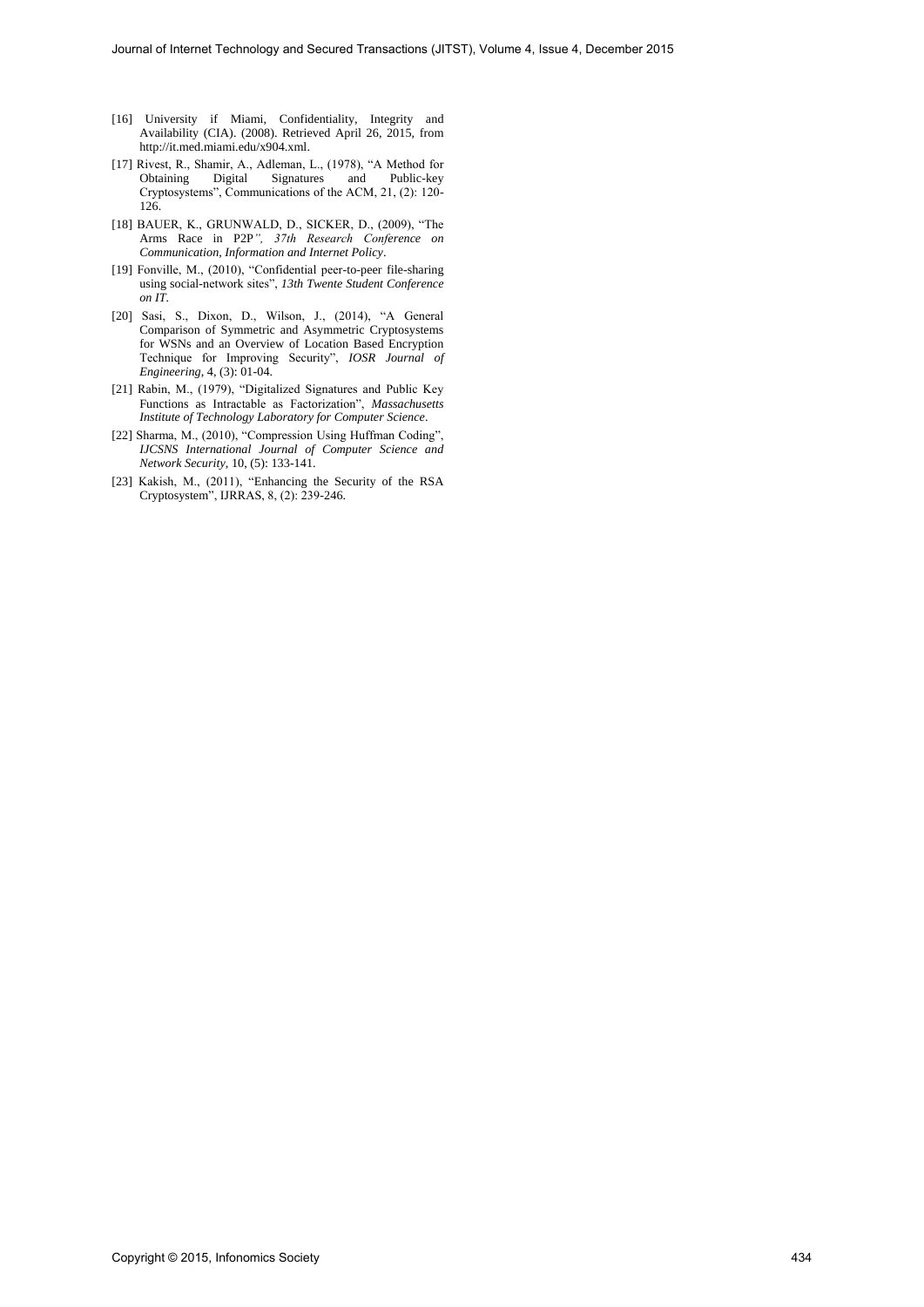[16] University if Miami, Confidentiality, Integrity and Availability (CIA). (2008). Retrieved April 26, 2015, from http://it.med.miami.edu/x904.xml.

[17] Rivest, R., Shamir, A., Adleman, L., (1978), "A Method for Obtaining Digital Signatures and Public-key Cryptosystems", Communications of the ACM, 21, (2): 120-126.

[18] BAUER, K., GRUNWALD, D., SICKER, D., (2009), "The Arms Race in P2P*", 37th Research Conference on Communication, Information and Internet Policy*.

[19] Fonville, M., (2010), "Confidential peer-to-peer file-sharing using social-network sites", *13th Twente Student Conference on IT*.

[20] Sasi, S., Dixon, D., Wilson, J., (2014), "A General Comparison of Symmetric and Asymmetric Cryptosystems for WSNs and an Overview of Location Based Encryption Technique for Improving Security", *IOSR Journal of Engineering*, 4, (3): 01-04.

[21] Rabin, M., (1979), "Digitalized Signatures and Public Key Functions as Intractable as Factorization", *Massachusetts Institute of Technology Laboratory for Computer Science*.

[22] Sharma, M., (2010), "Compression Using Huffman Coding", *IJCSNS International Journal of Computer Science and Network Security*, 10, (5): 133-141.

[23] Kakish, M., (2011), "Enhancing the Security of the RSA Cryptosystem", IJRRAS, 8, (2): 239-246.